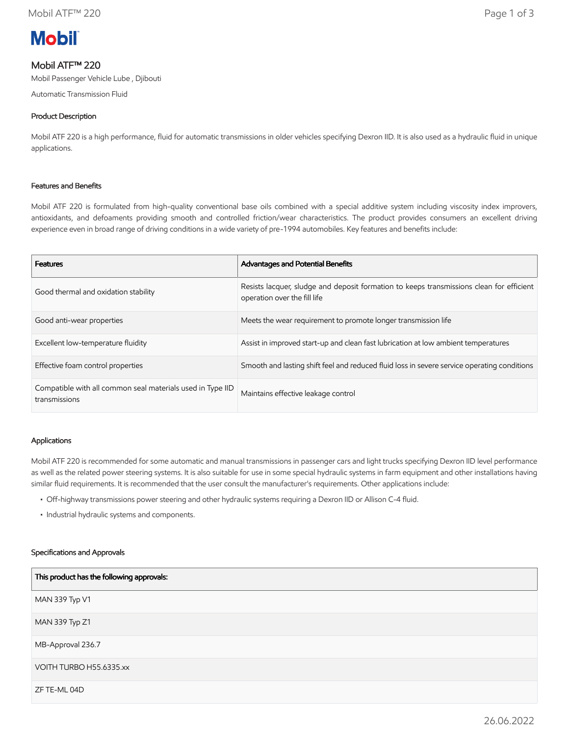# Mobil ATF™ 220

Mobil Passenger Vehicle Lube , Djibouti

Automatic Transmission Fluid

## Product Description

Mobil ATF 220 is a high performance, fluid for automatic transmissions in older vehicles specifying Dexron IID. It is also used as a hydraulic fluid in unique applications.

## Features and Benefits

Mobil ATF 220 is formulated from high-quality conventional base oils combined with a special additive system including viscosity index improvers, antioxidants, and defoaments providing smooth and controlled friction/wear characteristics. The product provides consumers an excellent driving experience even in broad range of driving conditions in a wide variety of pre-1994 automobiles. Key features and benefits include:

| Features | Advantages and Potential Benefits |
| --- | --- |
| Good thermal and oxidation stability | Resists lacquer, sludge and deposit formation to keeps transmissions clean for efficient operation over the fill life |
| Good anti-wear properties | Meets the wear requirement to promote longer transmission life |
| Excellent low-temperature fluidity | Assist in improved start-up and clean fast lubrication at low ambient temperatures |
| Effective foam control properties | Smooth and lasting shift feel and reduced fluid loss in severe service operating conditions |
| Compatible with all common seal materials used in Type IID transmissions | Maintains effective leakage control |

## Applications

Mobil ATF 220 is recommended for some automatic and manual transmissions in passenger cars and light trucks specifying Dexron IID level performance as well as the related power steering systems. It is also suitable for use in some special hydraulic systems in farm equipment and other installations having similar fluid requirements. It is recommended that the user consult the manufacturer's requirements. Other applications include:

- Off-highway transmissions power steering and other hydraulic systems requiring a Dexron IID or Allison C-4 fluid.
- Industrial hydraulic systems and components.

## Specifications and Approvals

| This product has the following approvals: |
| --- |
| MAN 339 Typ V1 |
| MAN 339 Typ Z1 |
| MB-Approval 236.7 |
| VOITH TURBO H55.6335.xx |
| ZF TE-ML 04D |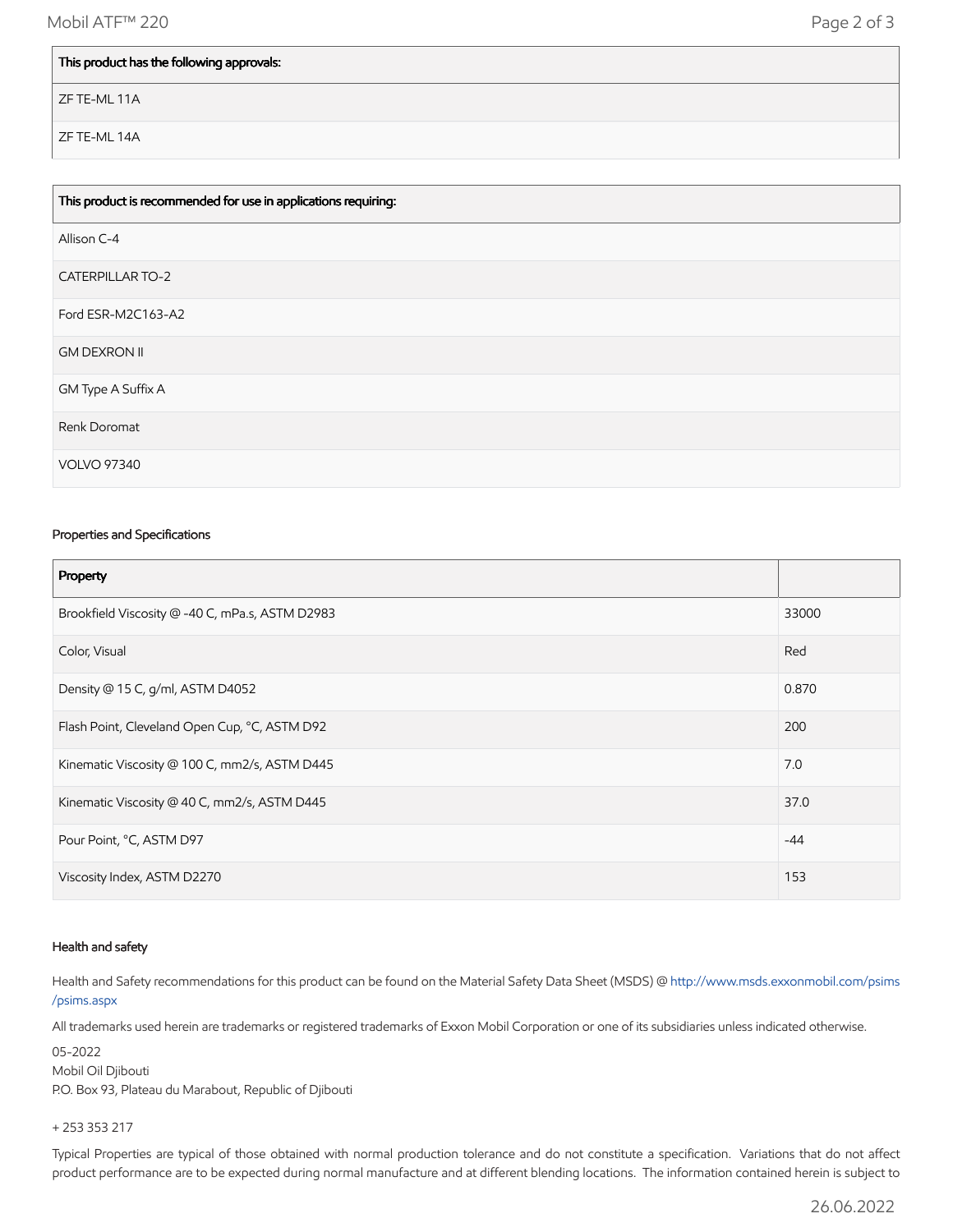| This product has the following approvals: |
| --- |
| ZF TE-ML 11A |
| ZF TE-ML 14A |

| This product is recommended for use in applications requiring: |
| --- |
| Allison C-4 |
| CATERPILLAR TO-2 |
| Ford ESR-M2C163-A2 |
| GM DEXRON II |
| GM Type A Suffix A |
| Renk Doromat |
| VOLVO 97340 |

### Properties and Specifications

| Property | |
| --- | --- |
| Brookfield Viscosity @ -40 C, mPa.s, ASTM D2983 | 33000 |
| Color, Visual | Red |
| Density @ 15 C, g/ml, ASTM D4052 | 0.870 |
| Flash Point, Cleveland Open Cup, °C, ASTM D92 | 200 |
| Kinematic Viscosity @ 100 C, mm2/s, ASTM D445 | 7.0 |
| Kinematic Viscosity @ 40 C, mm2/s, ASTM D445 | 37.0 |
| Pour Point, °C, ASTM D97 | -44 |
| Viscosity Index, ASTM D2270 | 153 |

### Health and safety

Health and Safety recommendations for this product can be found on the Material Safety Data Sheet (MSDS) @ http://www.msds.exxonmobil.com/psims/psims.aspx

All trademarks used herein are trademarks or registered trademarks of Exxon Mobil Corporation or one of its subsidiaries unless indicated otherwise.

05-2022
Mobil Oil Djibouti
P.O. Box 93, Plateau du Marabout, Republic of Djibouti

+ 253 353 217

Typical Properties are typical of those obtained with normal production tolerance and do not constitute a specification. Variations that do not affect product performance are to be expected during normal manufacture and at different blending locations. The information contained herein is subject to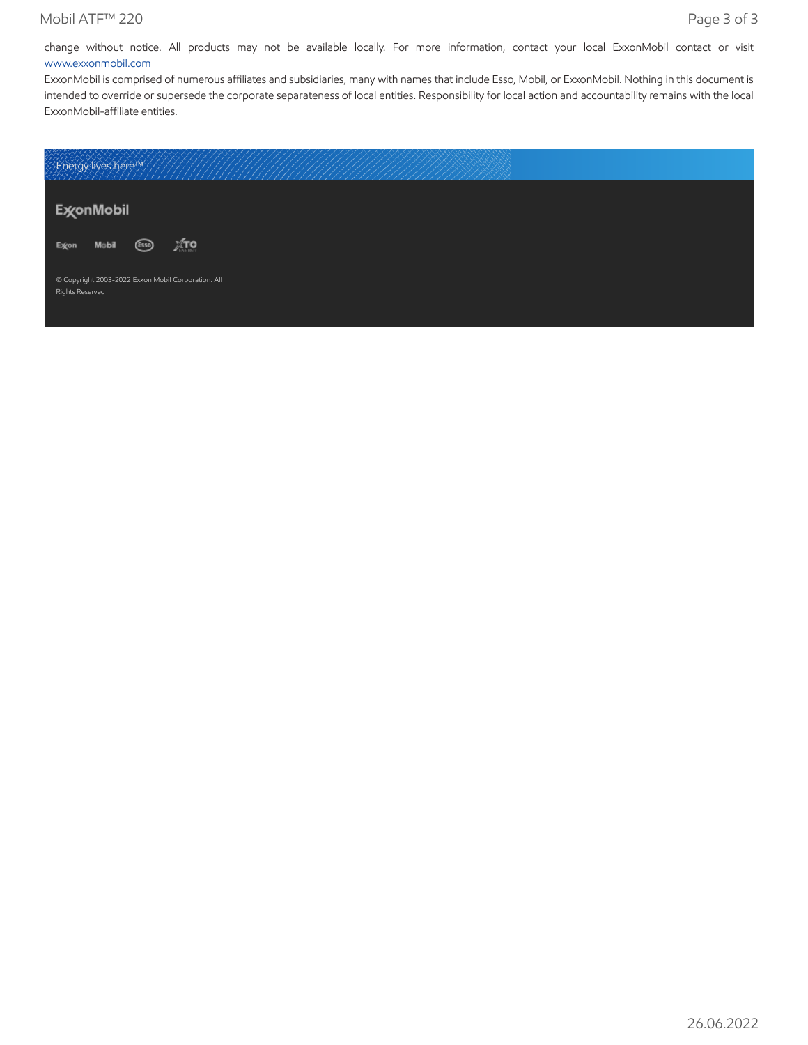change without notice. All products may not be available locally. For more information, contact your local ExxonMobil contact or visit www.exxonmobil.com

ExxonMobil is comprised of numerous affiliates and subsidiaries, many with names that include Esso, Mobil, or ExxonMobil. Nothing in this document is intended to override or supersede the corporate separateness of local entities. Responsibility for local action and accountability remains with the local ExxonMobil-affiliate entities.

Energy lives here™

ExxonMobil

Exxon Mobil Esso XTO

© Copyright 2003-2022 Exxon Mobil Corporation. All Rights Reserved